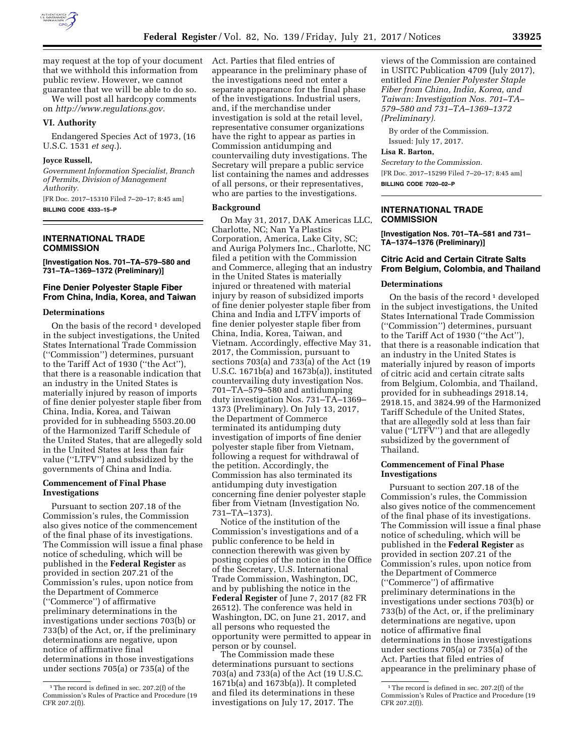may request at the top of your document that we withhold this information from public review. However, we cannot guarantee that we will be able to do so.

We will post all hardcopy comments on *http://www.regulations.gov.*

## VI. Authority

Endangered Species Act of 1973, (16 U.S.C. 1531 *et seq.*).

**Joyce Russell,**

*Government Information Specialist, Branch of Permits, Division of Management Authority.*

[FR Doc. 2017–15310 Filed 7–20–17; 8:45 am]

**BILLING CODE 4333–15–P**

---

## INTERNATIONAL TRADE COMMISSION

**[Investigation Nos. 701–TA–579–580 and 731–TA–1369–1372 (Preliminary)]**

## Fine Denier Polyester Staple Fiber From China, India, Korea, and Taiwan

### Determinations

On the basis of the record [1] developed in the subject investigations, the United States International Trade Commission (''Commission'') determines, pursuant to the Tariff Act of 1930 (''the Act''), that there is a reasonable indication that an industry in the United States is materially injured by reason of imports of fine denier polyester staple fiber from China, India, Korea, and Taiwan provided for in subheading 5503.20.00 of the Harmonized Tariff Schedule of the United States, that are allegedly sold in the United States at less than fair value (''LTFV'') and subsidized by the governments of China and India.

### Commencement of Final Phase Investigations

Pursuant to section 207.18 of the Commission's rules, the Commission also gives notice of the commencement of the final phase of its investigations. The Commission will issue a final phase notice of scheduling, which will be published in the **Federal Register** as provided in section 207.21 of the Commission's rules, upon notice from the Department of Commerce (''Commerce'') of affirmative preliminary determinations in the investigations under sections 703(b) or 733(b) of the Act, or, if the preliminary determinations are negative, upon notice of affirmative final determinations in those investigations under sections 705(a) or 735(a) of the Act. Parties that filed entries of appearance in the preliminary phase of the investigations need not enter a separate appearance for the final phase of the investigations. Industrial users, and, if the merchandise under investigation is sold at the retail level, representative consumer organizations have the right to appear as parties in Commission antidumping and countervailing duty investigations. The Secretary will prepare a public service list containing the names and addresses of all persons, or their representatives, who are parties to the investigations.

[1] The record is defined in sec. 207.2(f) of the Commission's Rules of Practice and Procedure (19 CFR 207.2(f)).

### Background

On May 31, 2017, DAK Americas LLC, Charlotte, NC; Nan Ya Plastics Corporation, America, Lake City, SC; and Auriga Polymers Inc., Charlotte, NC filed a petition with the Commission and Commerce, alleging that an industry in the United States is materially injured or threatened with material injury by reason of subsidized imports of fine denier polyester staple fiber from China and India and LTFV imports of fine denier polyester staple fiber from China, India, Korea, Taiwan, and Vietnam. Accordingly, effective May 31, 2017, the Commission, pursuant to sections 703(a) and 733(a) of the Act (19 U.S.C. 1671b(a) and 1673b(a)), instituted countervailing duty investigation Nos. 701–TA–579–580 and antidumping duty investigation Nos. 731–TA–1369–1373 (Preliminary). On July 13, 2017, the Department of Commerce terminated its antidumping duty investigation of imports of fine denier polyester staple fiber from Vietnam, following a request for withdrawal of the petition. Accordingly, the Commission has also terminated its antidumping duty investigation concerning fine denier polyester staple fiber from Vietnam (Investigation No. 731–TA–1373).

Notice of the institution of the Commission's investigations and of a public conference to be held in connection therewith was given by posting copies of the notice in the Office of the Secretary, U.S. International Trade Commission, Washington, DC, and by publishing the notice in the **Federal Register** of June 7, 2017 (82 FR 26512). The conference was held in Washington, DC, on June 21, 2017, and all persons who requested the opportunity were permitted to appear in person or by counsel.

The Commission made these determinations pursuant to sections 703(a) and 733(a) of the Act (19 U.S.C. 1671b(a) and 1673b(a)). It completed and filed its determinations in these investigations on July 17, 2017. The views of the Commission are contained in USITC Publication 4709 (July 2017), entitled *Fine Denier Polyester Staple Fiber from China, India, Korea, and Taiwan: Investigation Nos. 701–TA–579–580 and 731–TA–1369–1372 (Preliminary).*

By order of the Commission.

Issued: July 17, 2017.

**Lisa R. Barton,**

*Secretary to the Commission.*

[FR Doc. 2017–15299 Filed 7–20–17; 8:45 am]

**BILLING CODE 7020–02–P**

---

## INTERNATIONAL TRADE COMMISSION

**[Investigation Nos. 701–TA–581 and 731–TA–1374–1376 (Preliminary)]**

## Citric Acid and Certain Citrate Salts From Belgium, Colombia, and Thailand

### Determinations

On the basis of the record [1] developed in the subject investigations, the United States International Trade Commission (''Commission'') determines, pursuant to the Tariff Act of 1930 (''the Act''), that there is a reasonable indication that an industry in the United States is materially injured by reason of imports of citric acid and certain citrate salts from Belgium, Colombia, and Thailand, provided for in subheadings 2918.14, 2918.15, and 3824.99 of the Harmonized Tariff Schedule of the United States, that are allegedly sold at less than fair value (''LTFV'') and that are allegedly subsidized by the government of Thailand.

### Commencement of Final Phase Investigations

Pursuant to section 207.18 of the Commission's rules, the Commission also gives notice of the commencement of the final phase of its investigations. The Commission will issue a final phase notice of scheduling, which will be published in the **Federal Register** as provided in section 207.21 of the Commission's rules, upon notice from the Department of Commerce (''Commerce'') of affirmative preliminary determinations in the investigations under sections 703(b) or 733(b) of the Act, or, if the preliminary determinations are negative, upon notice of affirmative final determinations in those investigations under sections 705(a) or 735(a) of the Act. Parties that filed entries of appearance in the preliminary phase of

[1] The record is defined in sec. 207.2(f) of the Commission's Rules of Practice and Procedure (19 CFR 207.2(f)).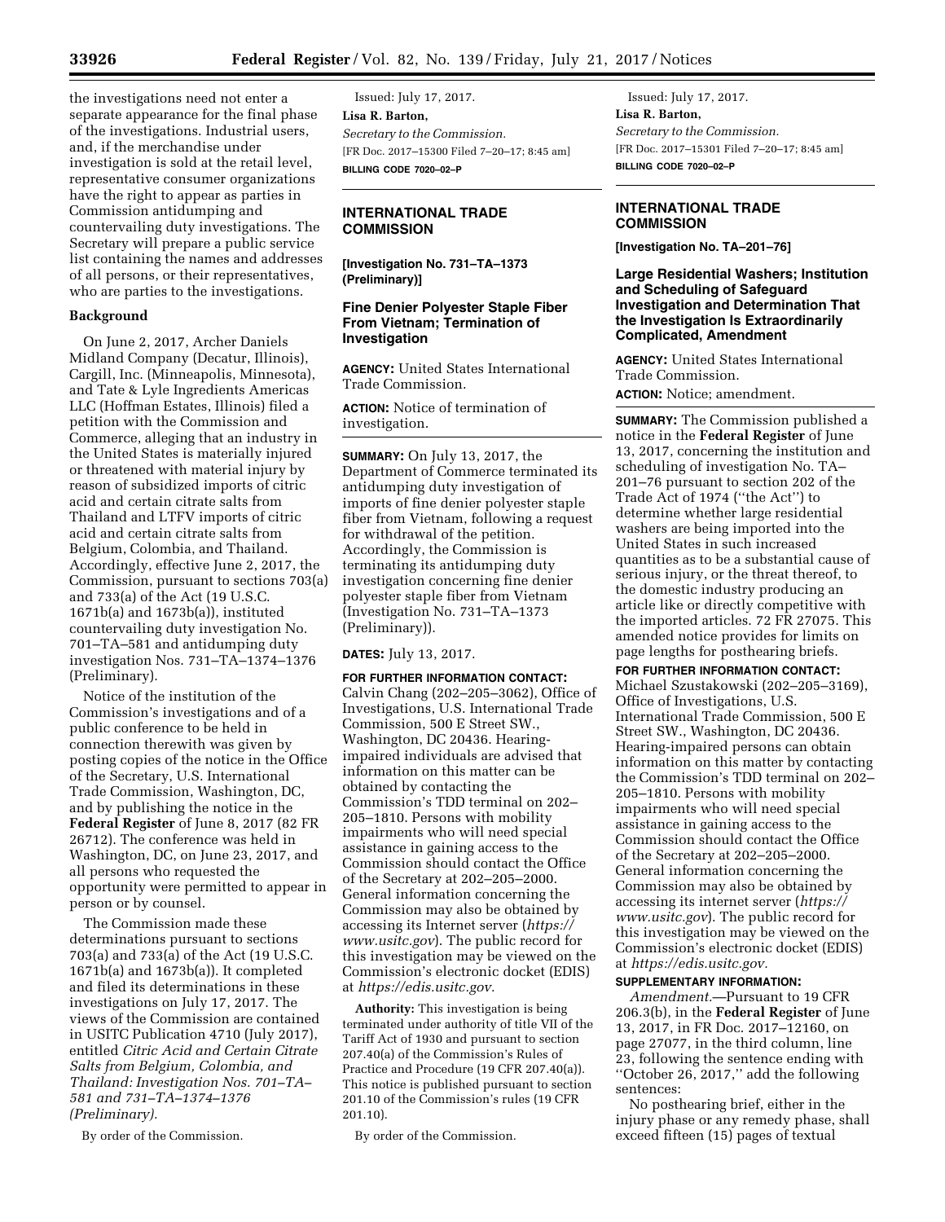the investigations need not enter a separate appearance for the final phase of the investigations. Industrial users, and, if the merchandise under investigation is sold at the retail level, representative consumer organizations have the right to appear as parties in Commission antidumping and countervailing duty investigations. The Secretary will prepare a public service list containing the names and addresses of all persons, or their representatives, who are parties to the investigations.

### Background

On June 2, 2017, Archer Daniels Midland Company (Decatur, Illinois), Cargill, Inc. (Minneapolis, Minnesota), and Tate & Lyle Ingredients Americas LLC (Hoffman Estates, Illinois) filed a petition with the Commission and Commerce, alleging that an industry in the United States is materially injured or threatened with material injury by reason of subsidized imports of citric acid and certain citrate salts from Thailand and LTFV imports of citric acid and certain citrate salts from Belgium, Colombia, and Thailand. Accordingly, effective June 2, 2017, the Commission, pursuant to sections 703(a) and 733(a) of the Act (19 U.S.C. 1671b(a) and 1673b(a)), instituted countervailing duty investigation No. 701–TA–581 and antidumping duty investigation Nos. 731–TA–1374–1376 (Preliminary).

Notice of the institution of the Commission's investigations and of a public conference to be held in connection therewith was given by posting copies of the notice in the Office of the Secretary, U.S. International Trade Commission, Washington, DC, and by publishing the notice in the **Federal Register** of June 8, 2017 (82 FR 26712). The conference was held in Washington, DC, on June 23, 2017, and all persons who requested the opportunity were permitted to appear in person or by counsel.

The Commission made these determinations pursuant to sections 703(a) and 733(a) of the Act (19 U.S.C. 1671b(a) and 1673b(a)). It completed and filed its determinations in these investigations on July 17, 2017. The views of the Commission are contained in USITC Publication 4710 (July 2017), entitled *Citric Acid and Certain Citrate Salts from Belgium, Colombia, and Thailand: Investigation Nos. 701–TA–581 and 731–TA–1374–1376 (Preliminary).*

By order of the Commission.

Issued: July 17, 2017.

**Lisa R. Barton,**

*Secretary to the Commission.*

[FR Doc. 2017–15300 Filed 7–20–17; 8:45 am]

**BILLING CODE 7020–02–P**

---

## INTERNATIONAL TRADE COMMISSION

**[Investigation No. 731–TA–1373 (Preliminary)]**

### Fine Denier Polyester Staple Fiber From Vietnam; Termination of Investigation

**AGENCY:** United States International Trade Commission.

**ACTION:** Notice of termination of investigation.

**SUMMARY:** On July 13, 2017, the Department of Commerce terminated its antidumping duty investigation of imports of fine denier polyester staple fiber from Vietnam, following a request for withdrawal of the petition. Accordingly, the Commission is terminating its antidumping duty investigation concerning fine denier polyester staple fiber from Vietnam (Investigation No. 731–TA–1373 (Preliminary)).

**DATES:** July 13, 2017.

**FOR FURTHER INFORMATION CONTACT:** Calvin Chang (202–205–3062), Office of Investigations, U.S. International Trade Commission, 500 E Street SW., Washington, DC 20436. Hearing-impaired individuals are advised that information on this matter can be obtained by contacting the Commission's TDD terminal on 202–205–1810. Persons with mobility impairments who will need special assistance in gaining access to the Commission should contact the Office of the Secretary at 202–205–2000. General information concerning the Commission may also be obtained by accessing its Internet server (*https://www.usitc.gov*). The public record for this investigation may be viewed on the Commission's electronic docket (EDIS) at *https://edis.usitc.gov.*

**Authority:** This investigation is being terminated under authority of title VII of the Tariff Act of 1930 and pursuant to section 207.40(a) of the Commission's Rules of Practice and Procedure (19 CFR 207.40(a)). This notice is published pursuant to section 201.10 of the Commission's rules (19 CFR 201.10).

By order of the Commission.

Issued: July 17, 2017.

**Lisa R. Barton,**

*Secretary to the Commission.*

[FR Doc. 2017–15301 Filed 7–20–17; 8:45 am]

**BILLING CODE 7020–02–P**

---

## INTERNATIONAL TRADE COMMISSION

**[Investigation No. TA–201–76]**

### Large Residential Washers; Institution and Scheduling of Safeguard Investigation and Determination That the Investigation Is Extraordinarily Complicated, Amendment

**AGENCY:** United States International Trade Commission.

**ACTION:** Notice; amendment.

**SUMMARY:** The Commission published a notice in the **Federal Register** of June 13, 2017, concerning the institution and scheduling of investigation No. TA–201–76 pursuant to section 202 of the Trade Act of 1974 (''the Act'') to determine whether large residential washers are being imported into the United States in such increased quantities as to be a substantial cause of serious injury, or the threat thereof, to the domestic industry producing an article like or directly competitive with the imported articles. 72 FR 27075. This amended notice provides for limits on page lengths for posthearing briefs.

**FOR FURTHER INFORMATION CONTACT:** Michael Szustakowski (202–205–3169), Office of Investigations, U.S. International Trade Commission, 500 E Street SW., Washington, DC 20436. Hearing-impaired persons can obtain information on this matter by contacting the Commission's TDD terminal on 202–205–1810. Persons with mobility impairments who will need special assistance in gaining access to the Commission should contact the Office of the Secretary at 202–205–2000. General information concerning the Commission may also be obtained by accessing its internet server (*https://www.usitc.gov*). The public record for this investigation may be viewed on the Commission's electronic docket (EDIS) at *https://edis.usitc.gov.*

**SUPPLEMENTARY INFORMATION:**

*Amendment.*—Pursuant to 19 CFR 206.3(b), in the **Federal Register** of June 13, 2017, in FR Doc. 2017–12160, on page 27077, in the third column, line 23, following the sentence ending with ''October 26, 2017,'' add the following sentences:

No posthearing brief, either in the injury phase or any remedy phase, shall exceed fifteen (15) pages of textual